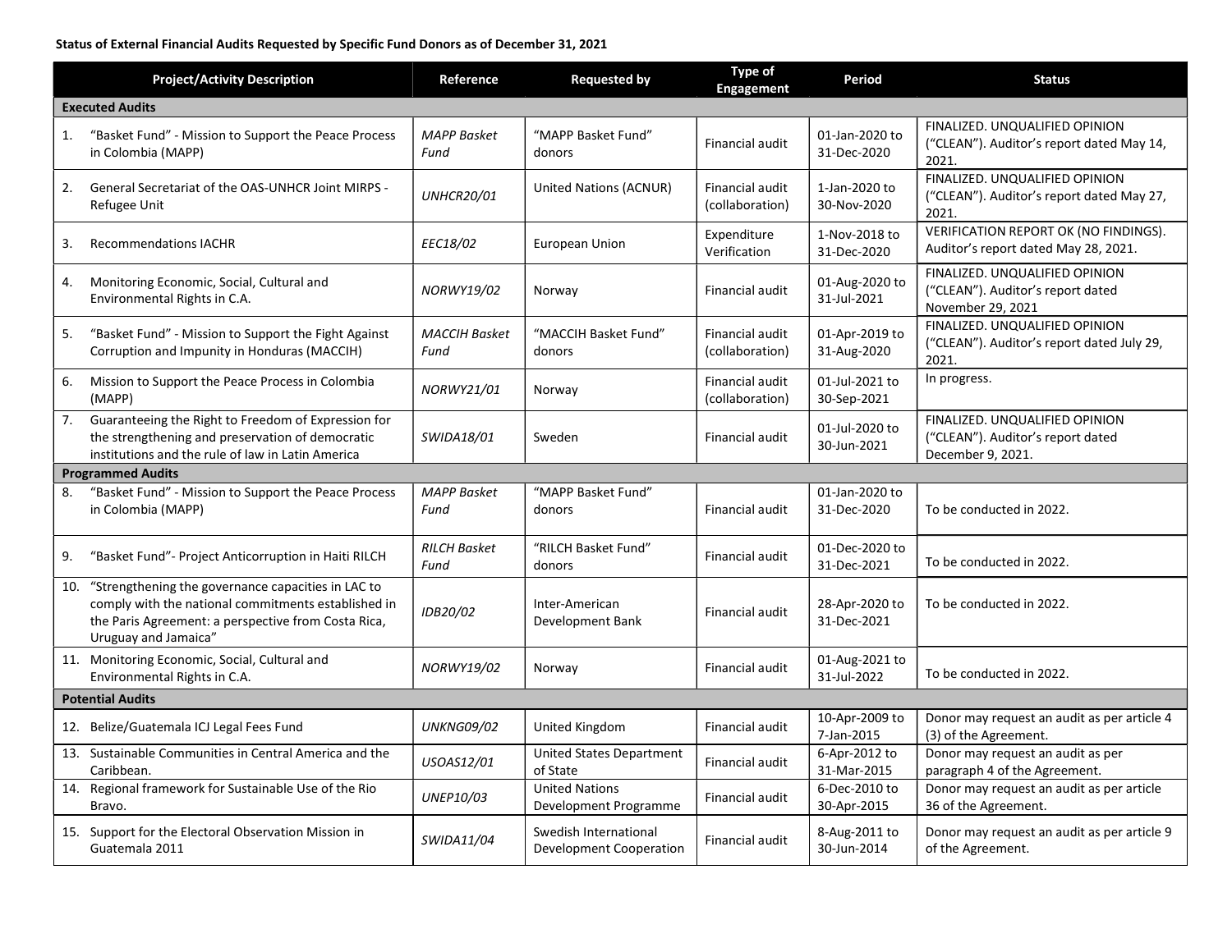**Status of External Financial Audits Requested by Specific Fund Donors as of December 31, 2021**

| Project/Activity Description | Reference | Requested by | Type of Engagement | Period | Status |
|---|---|---|---|---|---|
| **Executed Audits** | | | | | |
| 1. "Basket Fund" - Mission to Support the Peace Process in Colombia (MAPP) | *MAPP Basket Fund* | "MAPP Basket Fund" donors | Financial audit | 01-Jan-2020 to 31-Dec-2020 | FINALIZED. UNQUALIFIED OPINION ("CLEAN"). Auditor's report dated May 14, 2021. |
| 2. General Secretariat of the OAS-UNHCR Joint MIRPS - Refugee Unit | *UNHCR20/01* | United Nations (ACNUR) | Financial audit (collaboration) | 1-Jan-2020 to 30-Nov-2020 | FINALIZED. UNQUALIFIED OPINION ("CLEAN"). Auditor's report dated May 27, 2021. |
| 3. Recommendations IACHR | *EEC18/02* | European Union | Expenditure Verification | 1-Nov-2018 to 31-Dec-2020 | VERIFICATION REPORT OK (NO FINDINGS). Auditor's report dated May 28, 2021. |
| 4. Monitoring Economic, Social, Cultural and Environmental Rights in C.A. | *NORWY19/02* | Norway | Financial audit | 01-Aug-2020 to 31-Jul-2021 | FINALIZED. UNQUALIFIED OPINION ("CLEAN"). Auditor's report dated November 29, 2021 |
| 5. "Basket Fund" - Mission to Support the Fight Against Corruption and Impunity in Honduras (MACCIH) | *MACCIH Basket Fund* | "MACCIH Basket Fund" donors | Financial audit (collaboration) | 01-Apr-2019 to 31-Aug-2020 | FINALIZED. UNQUALIFIED OPINION ("CLEAN"). Auditor's report dated July 29, 2021. |
| 6. Mission to Support the Peace Process in Colombia (MAPP) | *NORWY21/01* | Norway | Financial audit (collaboration) | 01-Jul-2021 to 30-Sep-2021 | In progress. |
| 7. Guaranteeing the Right to Freedom of Expression for the strengthening and preservation of democratic institutions and the rule of law in Latin America | *SWIDA18/01* | Sweden | Financial audit | 01-Jul-2020 to 30-Jun-2021 | FINALIZED. UNQUALIFIED OPINION ("CLEAN"). Auditor's report dated December 9, 2021. |
| **Programmed Audits** | | | | | |
| 8. "Basket Fund" - Mission to Support the Peace Process in Colombia (MAPP) | *MAPP Basket Fund* | "MAPP Basket Fund" donors | Financial audit | 01-Jan-2020 to 31-Dec-2020 | To be conducted in 2022. |
| 9. "Basket Fund"- Project Anticorruption in Haiti RILCH | *RILCH Basket Fund* | "RILCH Basket Fund" donors | Financial audit | 01-Dec-2020 to 31-Dec-2021 | To be conducted in 2022. |
| 10. "Strengthening the governance capacities in LAC to comply with the national commitments established in the Paris Agreement: a perspective from Costa Rica, Uruguay and Jamaica" | *IDB20/02* | Inter-American Development Bank | Financial audit | 28-Apr-2020 to 31-Dec-2021 | To be conducted in 2022. |
| 11. Monitoring Economic, Social, Cultural and Environmental Rights in C.A. | *NORWY19/02* | Norway | Financial audit | 01-Aug-2021 to 31-Jul-2022 | To be conducted in 2022. |
| **Potential Audits** | | | | | |
| 12. Belize/Guatemala ICJ Legal Fees Fund | *UNKNG09/02* | United Kingdom | Financial audit | 10-Apr-2009 to 7-Jan-2015 | Donor may request an audit as per article 4 (3) of the Agreement. |
| 13. Sustainable Communities in Central America and the Caribbean. | *USOAS12/01* | United States Department of State | Financial audit | 6-Apr-2012 to 31-Mar-2015 | Donor may request an audit as per paragraph 4 of the Agreement. |
| 14. Regional framework for Sustainable Use of the Rio Bravo. | *UNEP10/03* | United Nations Development Programme | Financial audit | 6-Dec-2010 to 30-Apr-2015 | Donor may request an audit as per article 36 of the Agreement. |
| 15. Support for the Electoral Observation Mission in Guatemala 2011 | *SWIDA11/04* | Swedish International Development Cooperation | Financial audit | 8-Aug-2011 to 30-Jun-2014 | Donor may request an audit as per article 9 of the Agreement. |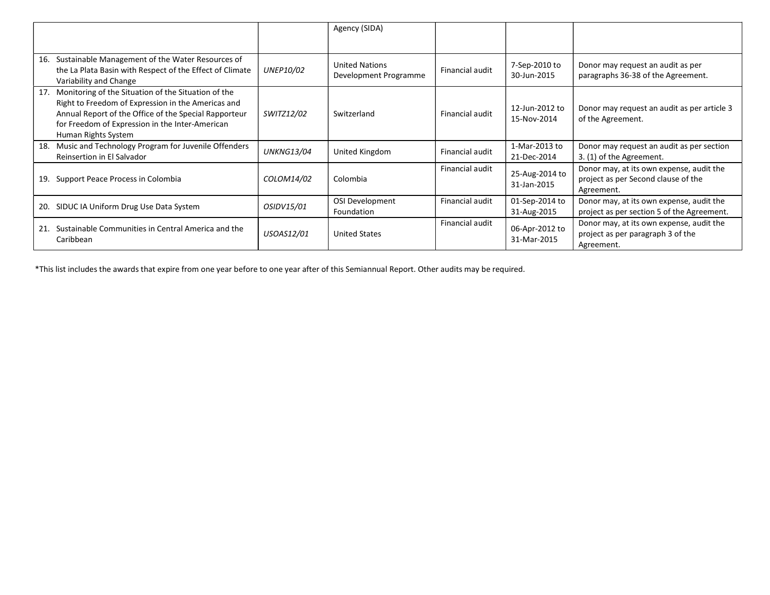| | | | | | |
|---|---|---|---|---|---|
| | | Agency (SIDA) | | | |
| 16. Sustainable Management of the Water Resources of the La Plata Basin with Respect of the Effect of Climate Variability and Change | *UNEP10/02* | United Nations Development Programme | Financial audit | 7-Sep-2010 to 30-Jun-2015 | Donor may request an audit as per paragraphs 36-38 of the Agreement. |
| 17. Monitoring of the Situation of the Situation of the Right to Freedom of Expression in the Americas and Annual Report of the Office of the Special Rapporteur for Freedom of Expression in the Inter-American Human Rights System | *SWITZ12/02* | Switzerland | Financial audit | 12-Jun-2012 to 15-Nov-2014 | Donor may request an audit as per article 3 of the Agreement. |
| 18. Music and Technology Program for Juvenile Offenders Reinsertion in El Salvador | *UNKNG13/04* | United Kingdom | Financial audit | 1-Mar-2013 to 21-Dec-2014 | Donor may request an audit as per section 3. (1) of the Agreement. |
| 19. Support Peace Process in Colombia | *COLOM14/02* | Colombia | Financial audit | 25-Aug-2014 to 31-Jan-2015 | Donor may, at its own expense, audit the project as per Second clause of the Agreement. |
| 20. SIDUC IA Uniform Drug Use Data System | *OSIDV15/01* | OSI Development Foundation | Financial audit | 01-Sep-2014 to 31-Aug-2015 | Donor may, at its own expense, audit the project as per section 5 of the Agreement. |
| 21. Sustainable Communities in Central America and the Caribbean | *USOAS12/01* | United States | Financial audit | 06-Apr-2012 to 31-Mar-2015 | Donor may, at its own expense, audit the project as per paragraph 3 of the Agreement. |

*This list includes the awards that expire from one year before to one year after of this Semiannual Report. Other audits may be required.